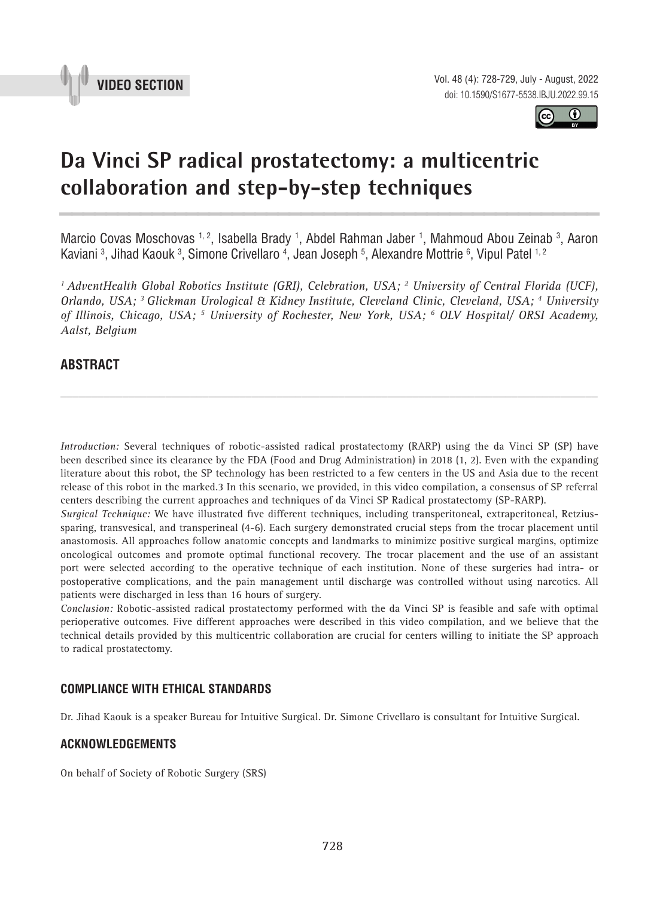VIDEO SECTION

doi: 10.1590/S1677-5538.IBJU.2022.99.15

# Da Vinci SP radical prostatectomy: a multicentric collaboration and step-by-step techniques

Marcio Covas Moschovas [1, 2], Isabella Brady [1], Abdel Rahman Jaber [1], Mahmoud Abou Zeinab [3], Aaron Kaviani [3], Jihad Kaouk [3], Simone Crivellaro [4], Jean Joseph [5], Alexandre Mottrie [6], Vipul Patel [1, 2]

*[1] AdventHealth Global Robotics Institute (GRI), Celebration, USA; [2] University of Central Florida (UCF), Orlando, USA; [3] Glickman Urological & Kidney Institute, Cleveland Clinic, Cleveland, USA; [4] University of Illinois, Chicago, USA; [5] University of Rochester, New York, USA; [6] OLV Hospital/ ORSI Academy, Aalst, Belgium*

## ABSTRACT

*Introduction:* Several techniques of robotic-assisted radical prostatectomy (RARP) using the da Vinci SP (SP) have been described since its clearance by the FDA (Food and Drug Administration) in 2018 (1, 2). Even with the expanding literature about this robot, the SP technology has been restricted to a few centers in the US and Asia due to the recent release of this robot in the marked.3 In this scenario, we provided, in this video compilation, a consensus of SP referral centers describing the current approaches and techniques of da Vinci SP Radical prostatectomy (SP-RARP).

*Surgical Technique:* We have illustrated five different techniques, including transperitoneal, extraperitoneal, Retzius-sparing, transvesical, and transperineal (4-6). Each surgery demonstrated crucial steps from the trocar placement until anastomosis. All approaches follow anatomic concepts and landmarks to minimize positive surgical margins, optimize oncological outcomes and promote optimal functional recovery. The trocar placement and the use of an assistant port were selected according to the operative technique of each institution. None of these surgeries had intra- or postoperative complications, and the pain management until discharge was controlled without using narcotics. All patients were discharged in less than 16 hours of surgery.

*Conclusion:* Robotic-assisted radical prostatectomy performed with the da Vinci SP is feasible and safe with optimal perioperative outcomes. Five different approaches were described in this video compilation, and we believe that the technical details provided by this multicentric collaboration are crucial for centers willing to initiate the SP approach to radical prostatectomy.

## COMPLIANCE WITH ETHICAL STANDARDS

Dr. Jihad Kaouk is a speaker Bureau for Intuitive Surgical. Dr. Simone Crivellaro is consultant for Intuitive Surgical.

## ACKNOWLEDGEMENTS

On behalf of Society of Robotic Surgery (SRS)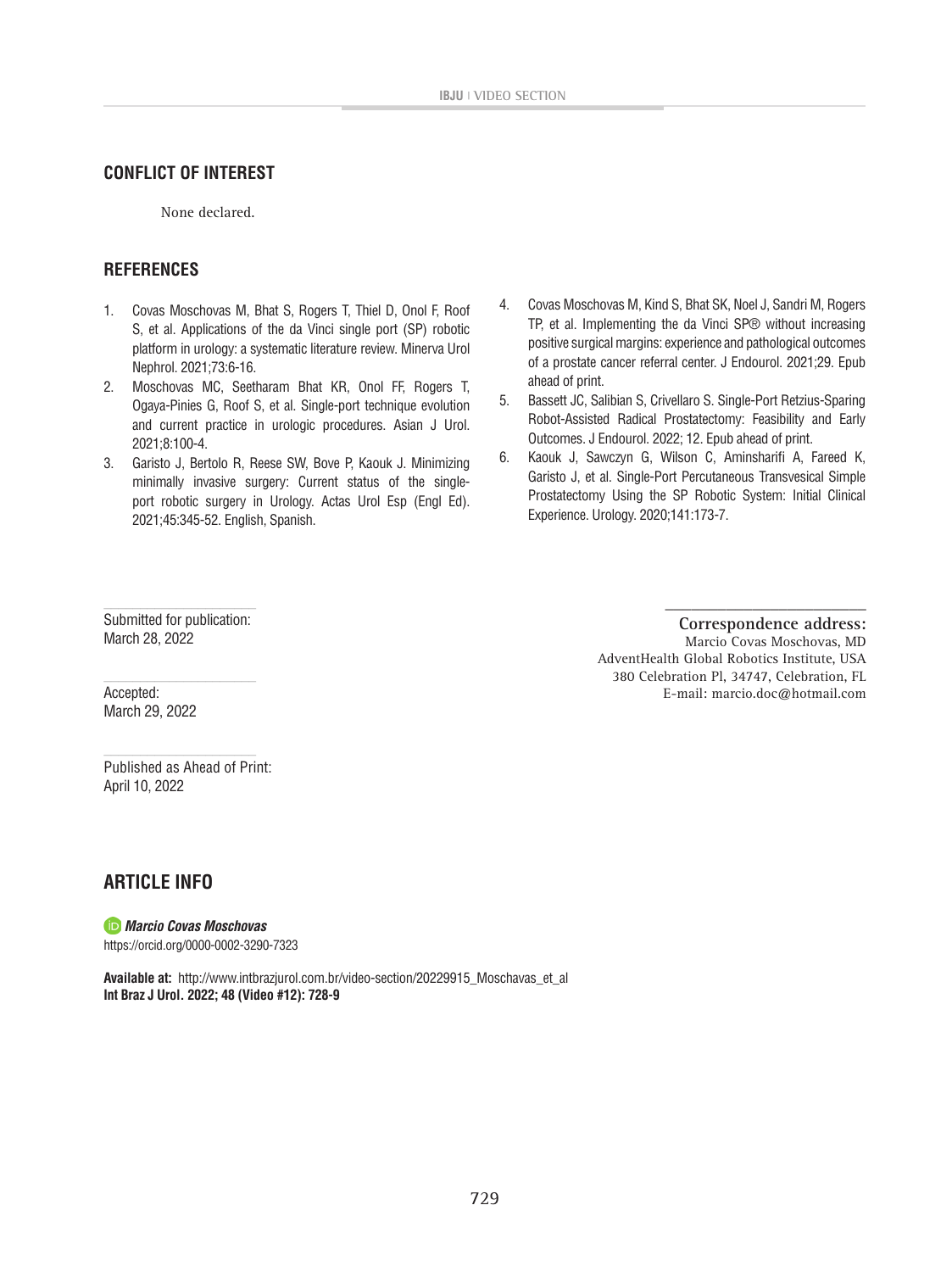## CONFLICT OF INTEREST

None declared.

## REFERENCES

1. Covas Moschovas M, Bhat S, Rogers T, Thiel D, Onol F, Roof S, et al. Applications of the da Vinci single port (SP) robotic platform in urology: a systematic literature review. Minerva Urol Nephrol. 2021;73:6-16.
2. Moschovas MC, Seetharam Bhat KR, Onol FF, Rogers T, Ogaya-Pinies G, Roof S, et al. Single-port technique evolution and current practice in urologic procedures. Asian J Urol. 2021;8:100-4.
3. Garisto J, Bertolo R, Reese SW, Bove P, Kaouk J. Minimizing minimally invasive surgery: Current status of the single-port robotic surgery in Urology. Actas Urol Esp (Engl Ed). 2021;45:345-52. English, Spanish.
4. Covas Moschovas M, Kind S, Bhat SK, Noel J, Sandri M, Rogers TP, et al. Implementing the da Vinci SP® without increasing positive surgical margins: experience and pathological outcomes of a prostate cancer referral center. J Endourol. 2021;29. Epub ahead of print.
5. Bassett JC, Salibian S, Crivellaro S. Single-Port Retzius-Sparing Robot-Assisted Radical Prostatectomy: Feasibility and Early Outcomes. J Endourol. 2022; 12. Epub ahead of print.
6. Kaouk J, Sawczyn G, Wilson C, Aminsharifi A, Fareed K, Garisto J, et al. Single-Port Percutaneous Transvesical Simple Prostatectomy Using the SP Robotic System: Initial Clinical Experience. Urology. 2020;141:173-7.

Submitted for publication:
March 28, 2022

Accepted:
March 29, 2022

Published as Ahead of Print:
April 10, 2022

**Correspondence address:**
Marcio Covas Moschovas, MD
AdventHealth Global Robotics Institute, USA
380 Celebration Pl, 34747, Celebration, FL
E-mail: marcio.doc@hotmail.com

## ARTICLE INFO

***Marcio Covas Moschovas***
https://orcid.org/0000-0002-3290-7323

**Available at:** http://www.intbrazjurol.com.br/video-section/20229915_Moschavas_et_al
**Int Braz J Urol. 2022; 48 (Video #12): 728-9**